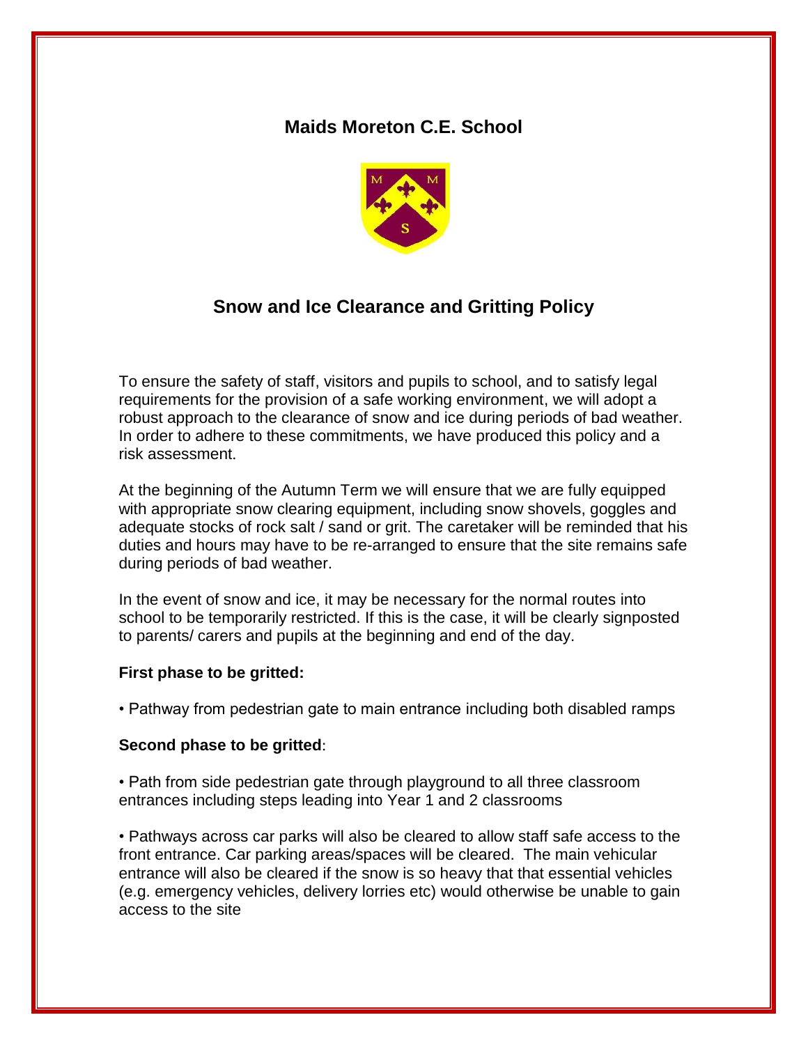# Maids Moreton C.E. School

## Snow and Ice Clearance and Gritting Policy

To ensure the safety of staff, visitors and pupils to school, and to satisfy legal requirements for the provision of a safe working environment, we will adopt a robust approach to the clearance of snow and ice during periods of bad weather. In order to adhere to these commitments, we have produced this policy and a risk assessment.

At the beginning of the Autumn Term we will ensure that we are fully equipped with appropriate snow clearing equipment, including snow shovels, goggles and adequate stocks of rock salt / sand or grit. The caretaker will be reminded that his duties and hours may have to be re-arranged to ensure that the site remains safe during periods of bad weather.

In the event of snow and ice, it may be necessary for the normal routes into school to be temporarily restricted. If this is the case, it will be clearly signposted to parents/ carers and pupils at the beginning and end of the day.

**First phase to be gritted:**

• Pathway from pedestrian gate to main entrance including both disabled ramps

**Second phase to be gritted**:

• Path from side pedestrian gate through playground to all three classroom entrances including steps leading into Year 1 and 2 classrooms

• Pathways across car parks will also be cleared to allow staff safe access to the front entrance. Car parking areas/spaces will be cleared. The main vehicular entrance will also be cleared if the snow is so heavy that that essential vehicles (e.g. emergency vehicles, delivery lorries etc) would otherwise be unable to gain access to the site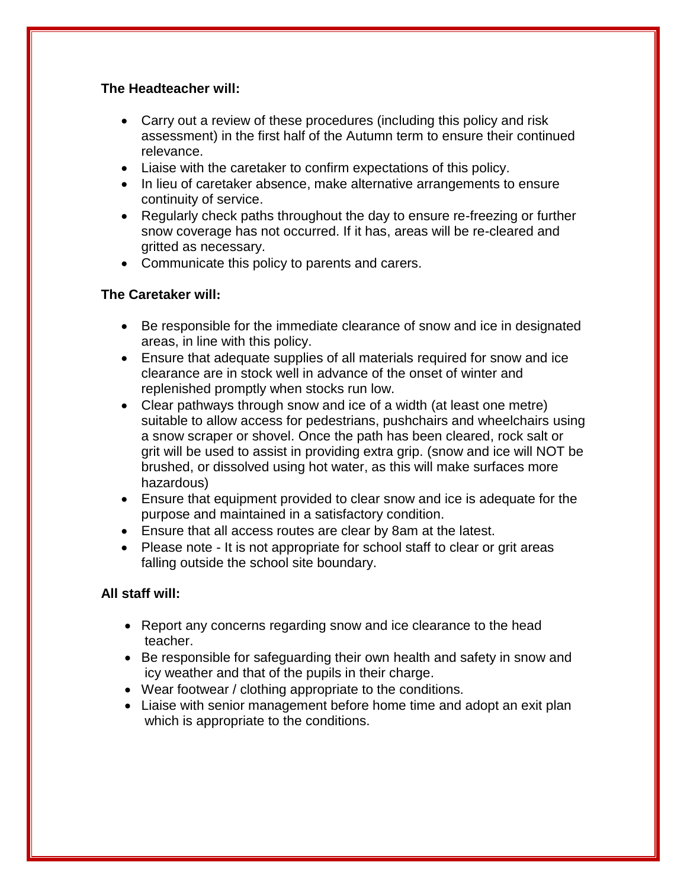**The Headteacher will:**

- Carry out a review of these procedures (including this policy and risk assessment) in the first half of the Autumn term to ensure their continued relevance.
- Liaise with the caretaker to confirm expectations of this policy.
- In lieu of caretaker absence, make alternative arrangements to ensure continuity of service.
- Regularly check paths throughout the day to ensure re-freezing or further snow coverage has not occurred. If it has, areas will be re-cleared and gritted as necessary.
- Communicate this policy to parents and carers.

**The Caretaker will:**

- Be responsible for the immediate clearance of snow and ice in designated areas, in line with this policy.
- Ensure that adequate supplies of all materials required for snow and ice clearance are in stock well in advance of the onset of winter and replenished promptly when stocks run low.
- Clear pathways through snow and ice of a width (at least one metre) suitable to allow access for pedestrians, pushchairs and wheelchairs using a snow scraper or shovel. Once the path has been cleared, rock salt or grit will be used to assist in providing extra grip. (snow and ice will NOT be brushed, or dissolved using hot water, as this will make surfaces more hazardous)
- Ensure that equipment provided to clear snow and ice is adequate for the purpose and maintained in a satisfactory condition.
- Ensure that all access routes are clear by 8am at the latest.
- Please note - It is not appropriate for school staff to clear or grit areas falling outside the school site boundary.

**All staff will:**

- Report any concerns regarding snow and ice clearance to the head teacher.
- Be responsible for safeguarding their own health and safety in snow and icy weather and that of the pupils in their charge.
- Wear footwear / clothing appropriate to the conditions.
- Liaise with senior management before home time and adopt an exit plan which is appropriate to the conditions.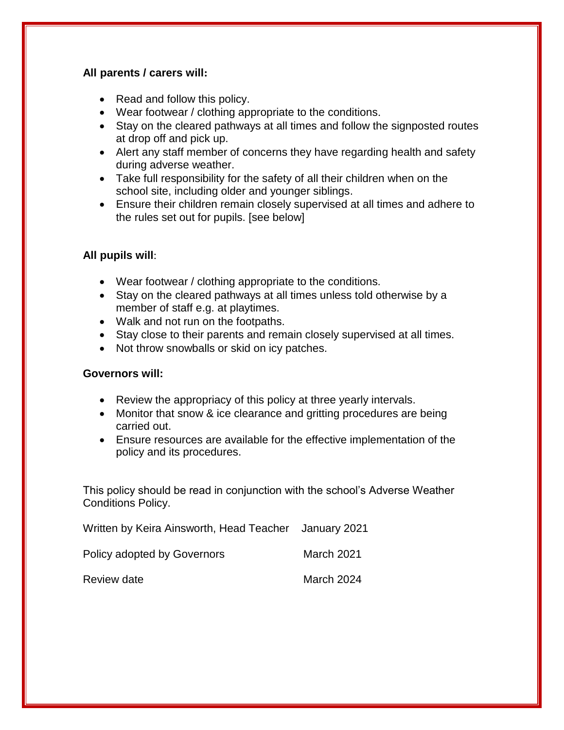**All parents / carers will:**

- Read and follow this policy.
- Wear footwear / clothing appropriate to the conditions.
- Stay on the cleared pathways at all times and follow the signposted routes at drop off and pick up.
- Alert any staff member of concerns they have regarding health and safety during adverse weather.
- Take full responsibility for the safety of all their children when on the school site, including older and younger siblings.
- Ensure their children remain closely supervised at all times and adhere to the rules set out for pupils. [see below]

**All pupils will**:

- Wear footwear / clothing appropriate to the conditions.
- Stay on the cleared pathways at all times unless told otherwise by a member of staff e.g. at playtimes.
- Walk and not run on the footpaths.
- Stay close to their parents and remain closely supervised at all times.
- Not throw snowballs or skid on icy patches.

**Governors will:**

- Review the appropriacy of this policy at three yearly intervals.
- Monitor that snow & ice clearance and gritting procedures are being carried out.
- Ensure resources are available for the effective implementation of the policy and its procedures.

This policy should be read in conjunction with the school's Adverse Weather Conditions Policy.

| | |
|---|---|
| Written by Keira Ainsworth, Head Teacher | January 2021 |
| Policy adopted by Governors | March 2021 |
| Review date | March 2024 |